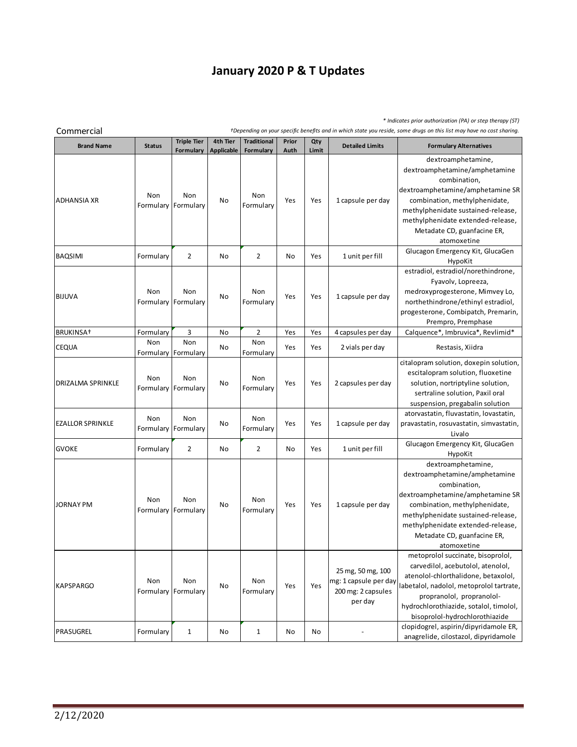# January 2020 P & T Updates

*\* Indicates prior authorization (PA) or step therapy (ST)*

Commercial

*†Depending on your specific benefits and in which state you reside, some drugs on this list may have no cost sharing.*

| Brand Name | Status | Triple Tier Formulary | 4th Tier Applicable | Traditional Formulary | Prior Auth | Qty Limit | Detailed Limits | Formulary Alternatives |
|---|---|---|---|---|---|---|---|---|
| ADHANSIA XR | Non Formulary | Non Formulary | No | Non Formulary | Yes | Yes | 1 capsule per day | dextroamphetamine, dextroamphetamine/amphetamine combination, dextroamphetamine/amphetamine SR combination, methylphenidate, methylphenidate sustained-release, methylphenidate extended-release, Metadate CD, guanfacine ER, atomoxetine |
| BAQSIMI | Formulary | 2 | No | 2 | No | Yes | 1 unit per fill | Glucagon Emergency Kit, GlucaGen HypoKit |
| BIJUVA | Non Formulary | Non Formulary | No | Non Formulary | Yes | Yes | 1 capsule per day | estradiol, estradiol/norethindrone, Fyavolv, Lopreeza, medroxyprogesterone, Mimvey Lo, northethindrone/ethinyl estradiol, progesterone, Combipatch, Premarin, Prempro, Premphase |
| BRUKINSA† | Formulary | 3 | No | 2 | Yes | Yes | 4 capsules per day | Calquence*, Imbruvica*, Revlimid* |
| CEQUA | Non Formulary | Non Formulary | No | Non Formulary | Yes | Yes | 2 vials per day | Restasis, Xiidra |
| DRIZALMA SPRINKLE | Non Formulary | Non Formulary | No | Non Formulary | Yes | Yes | 2 capsules per day | citalopram solution, doxepin solution, escitalopram solution, fluoxetine solution, nortriptyline solution, sertraline solution, Paxil oral suspension, pregabalin solution |
| EZALLOR SPRINKLE | Non Formulary | Non Formulary | No | Non Formulary | Yes | Yes | 1 capsule per day | atorvastatin, fluvastatin, lovastatin, pravastatin, rosuvastatin, simvastatin, Livalo |
| GVOKE | Formulary | 2 | No | 2 | No | Yes | 1 unit per fill | Glucagon Emergency Kit, GlucaGen HypoKit |
| JORNAY PM | Non Formulary | Non Formulary | No | Non Formulary | Yes | Yes | 1 capsule per day | dextroamphetamine, dextroamphetamine/amphetamine combination, dextroamphetamine/amphetamine SR combination, methylphenidate, methylphenidate sustained-release, methylphenidate extended-release, Metadate CD, guanfacine ER, atomoxetine |
| KAPSPARGO | Non Formulary | Non Formulary | No | Non Formulary | Yes | Yes | 25 mg, 50 mg, 100 mg: 1 capsule per day 200 mg: 2 capsules per day | metoprolol succinate, bisoprolol, carvedilol, acebutolol, atenolol, atenolol-chlorthalidone, betaxolol, labetalol, nadolol, metoprolol tartrate, propranolol, propranolol-hydrochlorothiazide, sotalol, timolol, bisoprolol-hydrochlorothiazide |
| PRASUGREL | Formulary | 1 | No | 1 | No | No | - | clopidogrel, aspirin/dipyridamole ER, anagrelide, cilostazol, dipyridamole |

2/12/2020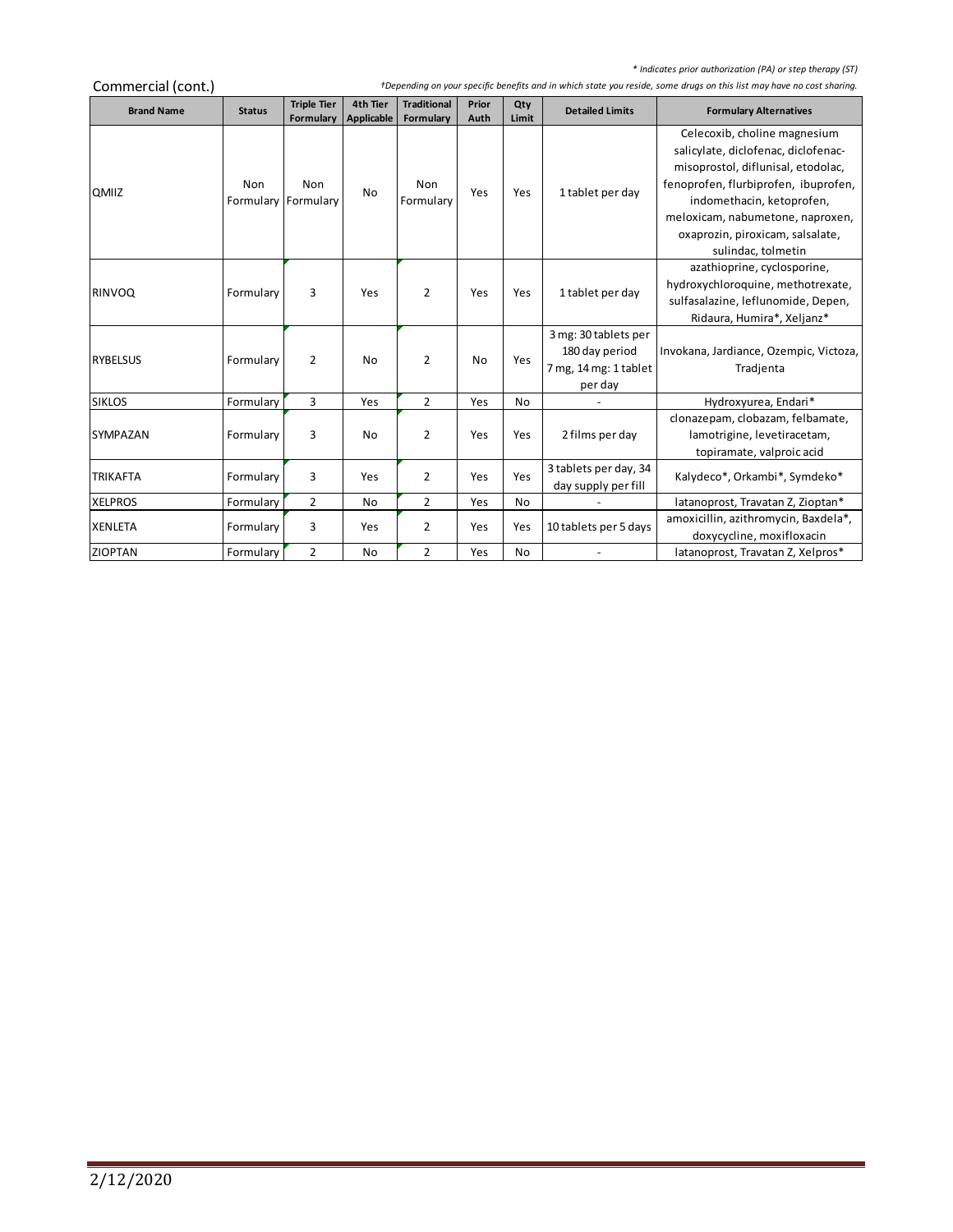*\* Indicates prior authorization (PA) or step therapy (ST)*

Commercial (cont.)

*†Depending on your specific benefits and in which state you reside, some drugs on this list may have no cost sharing.*

| Brand Name | Status | Triple Tier Formulary | 4th Tier Applicable | Traditional Formulary | Prior Auth | Qty Limit | Detailed Limits | Formulary Alternatives |
|---|---|---|---|---|---|---|---|---|
| QMIIZ | Non Formulary | Non Formulary | No | Non Formulary | Yes | Yes | 1 tablet per day | Celecoxib, choline magnesium salicylate, diclofenac, diclofenac-misoprostol, diflunisal, etodolac, fenoprofen, flurbiprofen, ibuprofen, indomethacin, ketoprofen, meloxicam, nabumetone, naproxen, oxaprozin, piroxicam, salsalate, sulindac, tolmetin |
| RINVOQ | Formulary | 3 | Yes | 2 | Yes | Yes | 1 tablet per day | azathioprine, cyclosporine, hydroxychloroquine, methotrexate, sulfasalazine, leflunomide, Depen, Ridaura, Humira*, Xeljanz* |
| RYBELSUS | Formulary | 2 | No | 2 | No | Yes | 3 mg: 30 tablets per 180 day period 7 mg, 14 mg: 1 tablet per day | Invokana, Jardiance, Ozempic, Victoza, Tradjenta |
| SIKLOS | Formulary | 3 | Yes | 2 | Yes | No | - | Hydroxyurea, Endari* |
| SYMPAZAN | Formulary | 3 | No | 2 | Yes | Yes | 2 films per day | clonazepam, clobazam, felbamate, lamotrigine, levetiracetam, topiramate, valproic acid |
| TRIKAFTA | Formulary | 3 | Yes | 2 | Yes | Yes | 3 tablets per day, 34 day supply per fill | Kalydeco*, Orkambi*, Symdeko* |
| XELPROS | Formulary | 2 | No | 2 | Yes | No | - | latanoprost, Travatan Z, Zioptan* |
| XENLETA | Formulary | 3 | Yes | 2 | Yes | Yes | 10 tablets per 5 days | amoxicillin, azithromycin, Baxdela*, doxycycline, moxifloxacin |
| ZIOPTAN | Formulary | 2 | No | 2 | Yes | No | - | latanoprost, Travatan Z, Xelpros* |

2/12/2020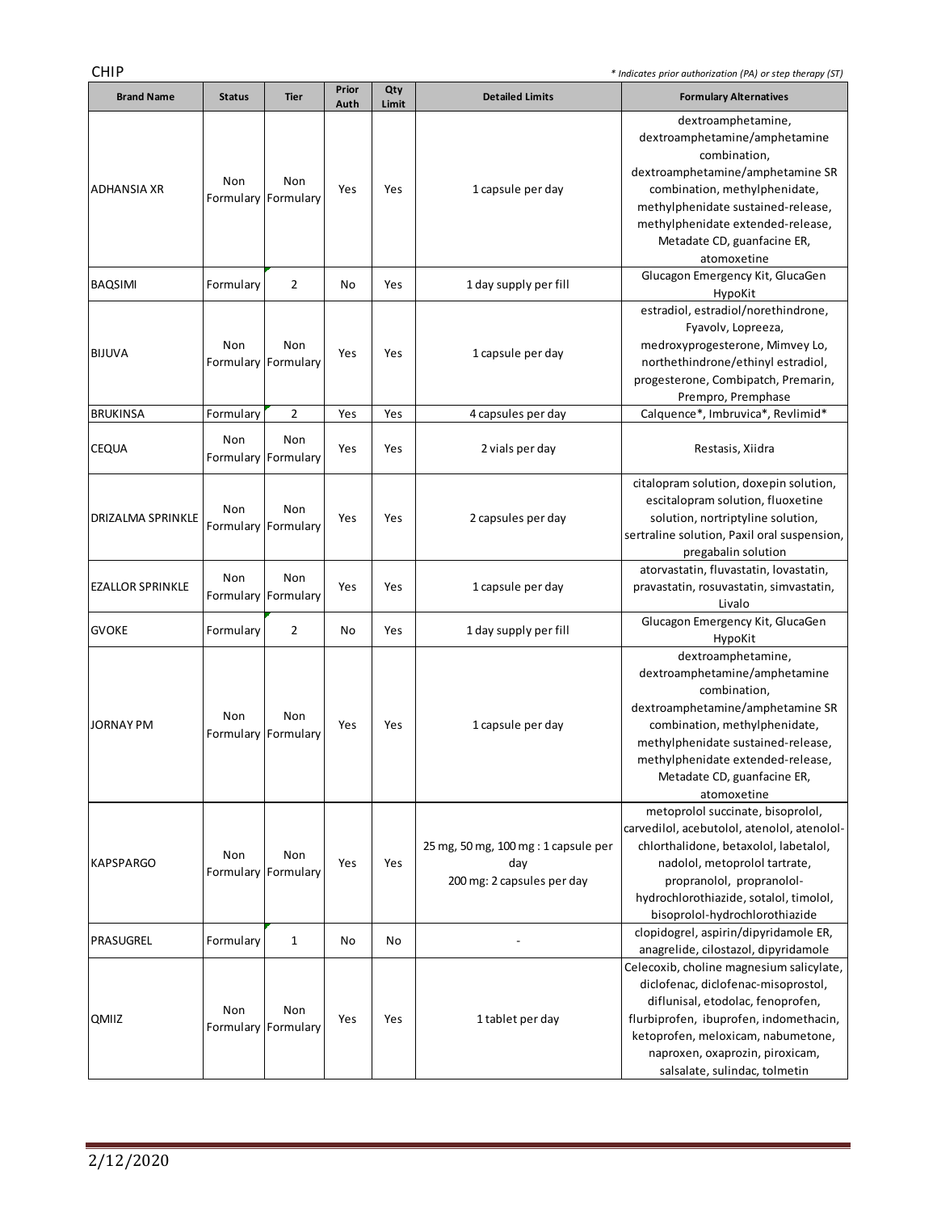CHIP

*\* Indicates prior authorization (PA) or step therapy (ST)*

| Brand Name | Status | Tier | Prior Auth | Qty Limit | Detailed Limits | Formulary Alternatives |
|---|---|---|---|---|---|---|
| ADHANSIA XR | Non Formulary | Non Formulary | Yes | Yes | 1 capsule per day | dextroamphetamine, dextroamphetamine/amphetamine combination, dextroamphetamine/amphetamine SR combination, methylphenidate, methylphenidate sustained-release, methylphenidate extended-release, Metadate CD, guanfacine ER, atomoxetine |
| BAQSIMI | Formulary | 2 | No | Yes | 1 day supply per fill | Glucagon Emergency Kit, GlucaGen HypoKit |
| BIJUVA | Non Formulary | Non Formulary | Yes | Yes | 1 capsule per day | estradiol, estradiol/norethindrone, Fyavolv, Lopreeza, medroxyprogesterone, Mimvey Lo, northethindrone/ethinyl estradiol, progesterone, Combipatch, Premarin, Prempro, Premphase |
| BRUKINSA | Formulary | 2 | Yes | Yes | 4 capsules per day | Calquence*, Imbruvica*, Revlimid* |
| CEQUA | Non Formulary | Non Formulary | Yes | Yes | 2 vials per day | Restasis, Xiidra |
| DRIZALMA SPRINKLE | Non Formulary | Non Formulary | Yes | Yes | 2 capsules per day | citalopram solution, doxepin solution, escitalopram solution, fluoxetine solution, nortriptyline solution, sertraline solution, Paxil oral suspension, pregabalin solution |
| EZALLOR SPRINKLE | Non Formulary | Non Formulary | Yes | Yes | 1 capsule per day | atorvastatin, fluvastatin, lovastatin, pravastatin, rosuvastatin, simvastatin, Livalo |
| GVOKE | Formulary | 2 | No | Yes | 1 day supply per fill | Glucagon Emergency Kit, GlucaGen HypoKit |
| JORNAY PM | Non Formulary | Non Formulary | Yes | Yes | 1 capsule per day | dextroamphetamine, dextroamphetamine/amphetamine combination, dextroamphetamine/amphetamine SR combination, methylphenidate, methylphenidate sustained-release, methylphenidate extended-release, Metadate CD, guanfacine ER, atomoxetine |
| KAPSPARGO | Non Formulary | Non Formulary | Yes | Yes | 25 mg, 50 mg, 100 mg : 1 capsule per day<br>200 mg: 2 capsules per day | metoprolol succinate, bisoprolol, carvedilol, acebutolol, atenolol, atenolol-chlorthalidone, betaxolol, labetalol, nadolol, metoprolol tartrate, propranolol, propranolol-hydrochlorothiazide, sotalol, timolol, bisoprolol-hydrochlorothiazide |
| PRASUGREL | Formulary | 1 | No | No | - | clopidogrel, aspirin/dipyridamole ER, anagrelide, cilostazol, dipyridamole |
| QMIIZ | Non Formulary | Non Formulary | Yes | Yes | 1 tablet per day | Celecoxib, choline magnesium salicylate, diclofenac, diclofenac-misoprostol, diflunisal, etodolac, fenoprofen, flurbiprofen, ibuprofen, indomethacin, ketoprofen, meloxicam, nabumetone, naproxen, oxaprozin, piroxicam, salsalate, sulindac, tolmetin |

2/12/2020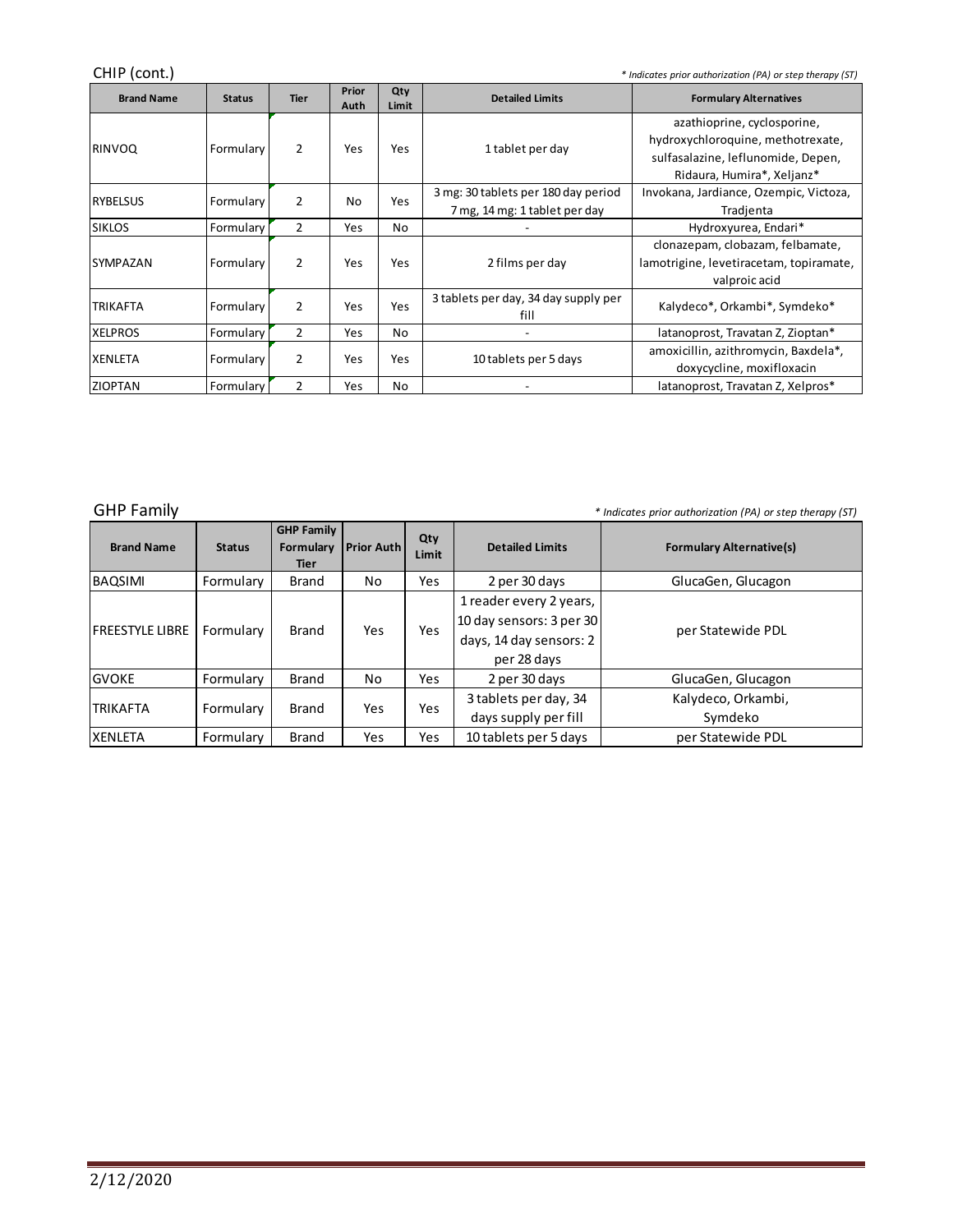## CHIP (cont.)

*\* Indicates prior authorization (PA) or step therapy (ST)*

| Brand Name | Status | Tier | Prior Auth | Qty Limit | Detailed Limits | Formulary Alternatives |
|---|---|---|---|---|---|---|
| RINVOQ | Formulary | 2 | Yes | Yes | 1 tablet per day | azathioprine, cyclosporine, hydroxychloroquine, methotrexate, sulfasalazine, leflunomide, Depen, Ridaura, Humira*, Xeljanz* |
| RYBELSUS | Formulary | 2 | No | Yes | 3 mg: 30 tablets per 180 day period 7 mg, 14 mg: 1 tablet per day | Invokana, Jardiance, Ozempic, Victoza, Tradjenta |
| SIKLOS | Formulary | 2 | Yes | No | - | Hydroxyurea, Endari* |
| SYMPAZAN | Formulary | 2 | Yes | Yes | 2 films per day | clonazepam, clobazam, felbamate, lamotrigine, levetiracetam, topiramate, valproic acid |
| TRIKAFTA | Formulary | 2 | Yes | Yes | 3 tablets per day, 34 day supply per fill | Kalydeco*, Orkambi*, Symdeko* |
| XELPROS | Formulary | 2 | Yes | No | - | latanoprost, Travatan Z, Zioptan* |
| XENLETA | Formulary | 2 | Yes | Yes | 10 tablets per 5 days | amoxicillin, azithromycin, Baxdela*, doxycycline, moxifloxacin |
| ZIOPTAN | Formulary | 2 | Yes | No | - | latanoprost, Travatan Z, Xelpros* |

## GHP Family

*\* Indicates prior authorization (PA) or step therapy (ST)*

| Brand Name | Status | GHP Family Formulary Tier | Prior Auth | Qty Limit | Detailed Limits | Formulary Alternative(s) |
|---|---|---|---|---|---|---|
| BAQSIMI | Formulary | Brand | No | Yes | 2 per 30 days | GlucaGen, Glucagon |
| FREESTYLE LIBRE | Formulary | Brand | Yes | Yes | 1 reader every 2 years, 10 day sensors: 3 per 30 days, 14 day sensors: 2 per 28 days | per Statewide PDL |
| GVOKE | Formulary | Brand | No | Yes | 2 per 30 days | GlucaGen, Glucagon |
| TRIKAFTA | Formulary | Brand | Yes | Yes | 3 tablets per day, 34 days supply per fill | Kalydeco, Orkambi, Symdeko |
| XENLETA | Formulary | Brand | Yes | Yes | 10 tablets per 5 days | per Statewide PDL |

2/12/2020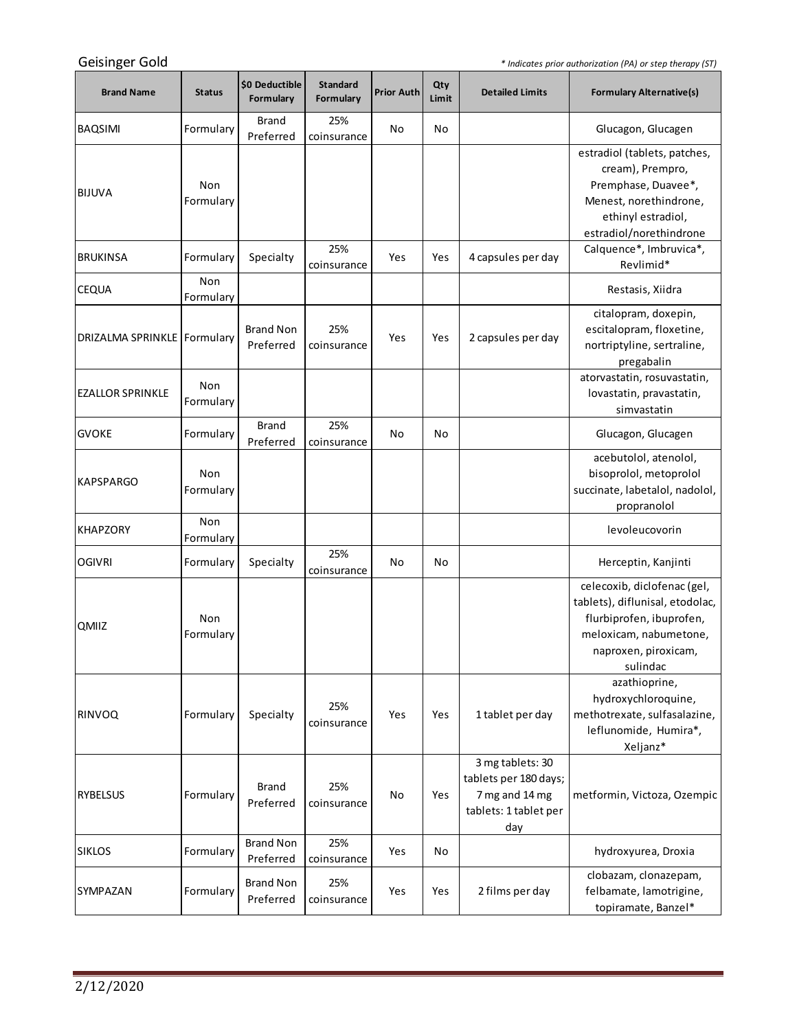Geisinger Gold

*\* Indicates prior authorization (PA) or step therapy (ST)*

| Brand Name | Status | $0 Deductible Formulary | Standard Formulary | Prior Auth | Qty Limit | Detailed Limits | Formulary Alternative(s) |
|---|---|---|---|---|---|---|---|
| BAQSIMI | Formulary | Brand Preferred | 25% coinsurance | No | No | | Glucagon, Glucagen |
| BIJUVA | Non Formulary | | | | | | estradiol (tablets, patches, cream), Prempro, Premphase, Duavee*, Menest, norethindrone, ethinyl estradiol, estradiol/norethindrone |
| BRUKINSA | Formulary | Specialty | 25% coinsurance | Yes | Yes | 4 capsules per day | Calquence*, Imbruvica*, Revlimid* |
| CEQUA | Non Formulary | | | | | | Restasis, Xiidra |
| DRIZALMA SPRINKLE | Formulary | Brand Non Preferred | 25% coinsurance | Yes | Yes | 2 capsules per day | citalopram, doxepin, escitalopram, floxetine, nortriptyline, sertraline, pregabalin |
| EZALLOR SPRINKLE | Non Formulary | | | | | | atorvastatin, rosuvastatin, lovastatin, pravastatin, simvastatin |
| GVOKE | Formulary | Brand Preferred | 25% coinsurance | No | No | | Glucagon, Glucagen |
| KAPSPARGO | Non Formulary | | | | | | acebutolol, atenolol, bisoprolol, metoprolol succinate, labetalol, nadolol, propranolol |
| KHAPZORY | Non Formulary | | | | | | levoleucovorin |
| OGIVRI | Formulary | Specialty | 25% coinsurance | No | No | | Herceptin, Kanjinti |
| QMIIZ | Non Formulary | | | | | | celecoxib, diclofenac (gel, tablets), diflunisal, etodolac, flurbiprofen, ibuprofen, meloxicam, nabumetone, naproxen, piroxicam, sulindac |
| RINVOQ | Formulary | Specialty | 25% coinsurance | Yes | Yes | 1 tablet per day | azathioprine, hydroxychloroquine, methotrexate, sulfasalazine, leflunomide, Humira*, Xeljanz* |
| RYBELSUS | Formulary | Brand Preferred | 25% coinsurance | No | Yes | 3 mg tablets: 30 tablets per 180 days; 7 mg and 14 mg tablets: 1 tablet per day | metformin, Victoza, Ozempic |
| SIKLOS | Formulary | Brand Non Preferred | 25% coinsurance | Yes | No | | hydroxyurea, Droxia |
| SYMPAZAN | Formulary | Brand Non Preferred | 25% coinsurance | Yes | Yes | 2 films per day | clobazam, clonazepam, felbamate, lamotrigine, topiramate, Banzel* |

2/12/2020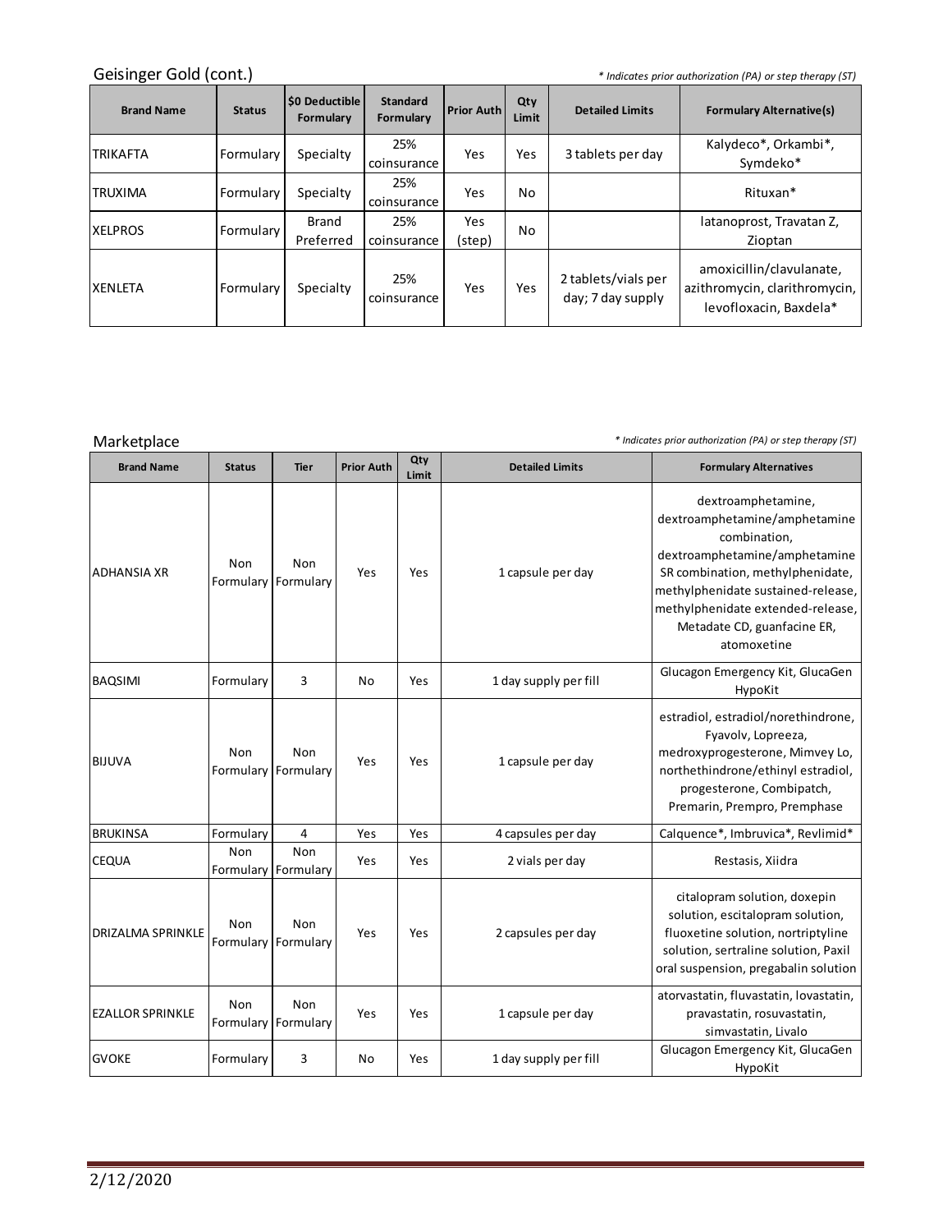## Geisinger Gold (cont.)

*\* Indicates prior authorization (PA) or step therapy (ST)*

| Brand Name | Status | $0 Deductible Formulary | Standard Formulary | Prior Auth | Qty Limit | Detailed Limits | Formulary Alternative(s) |
|---|---|---|---|---|---|---|---|
| TRIKAFTA | Formulary | Specialty | 25% coinsurance | Yes | Yes | 3 tablets per day | Kalydeco*, Orkambi*, Symdeko* |
| TRUXIMA | Formulary | Specialty | 25% coinsurance | Yes | No | | Rituxan* |
| XELPROS | Formulary | Brand Preferred | 25% coinsurance | Yes (step) | No | | latanoprost, Travatan Z, Zioptan |
| XENLETA | Formulary | Specialty | 25% coinsurance | Yes | Yes | 2 tablets/vials per day; 7 day supply | amoxicillin/clavulanate, azithromycin, clarithromycin, levofloxacin, Baxdela* |

## Marketplace

*\* Indicates prior authorization (PA) or step therapy (ST)*

| Brand Name | Status | Tier | Prior Auth | Qty Limit | Detailed Limits | Formulary Alternatives |
|---|---|---|---|---|---|---|
| ADHANSIA XR | Non Formulary | Non Formulary | Yes | Yes | 1 capsule per day | dextroamphetamine, dextroamphetamine/amphetamine combination, dextroamphetamine/amphetamine SR combination, methylphenidate, methylphenidate sustained-release, methylphenidate extended-release, Metadate CD, guanfacine ER, atomoxetine |
| BAQSIMI | Formulary | 3 | No | Yes | 1 day supply per fill | Glucagon Emergency Kit, GlucaGen HypoKit |
| BIJUVA | Non Formulary | Non Formulary | Yes | Yes | 1 capsule per day | estradiol, estradiol/norethindrone, Fyavolv, Lopreeza, medroxyprogesterone, Mimvey Lo, northethindrone/ethinyl estradiol, progesterone, Combipatch, Premarin, Prempro, Premphase |
| BRUKINSA | Formulary | 4 | Yes | Yes | 4 capsules per day | Calquence*, Imbruvica*, Revlimid* |
| CEQUA | Non Formulary | Non Formulary | Yes | Yes | 2 vials per day | Restasis, Xiidra |
| DRIZALMA SPRINKLE | Non Formulary | Non Formulary | Yes | Yes | 2 capsules per day | citalopram solution, doxepin solution, escitalopram solution, fluoxetine solution, nortriptyline solution, sertraline solution, Paxil oral suspension, pregabalin solution |
| EZALLOR SPRINKLE | Non Formulary | Non Formulary | Yes | Yes | 1 capsule per day | atorvastatin, fluvastatin, lovastatin, pravastatin, rosuvastatin, simvastatin, Livalo |
| GVOKE | Formulary | 3 | No | Yes | 1 day supply per fill | Glucagon Emergency Kit, GlucaGen HypoKit |

2/12/2020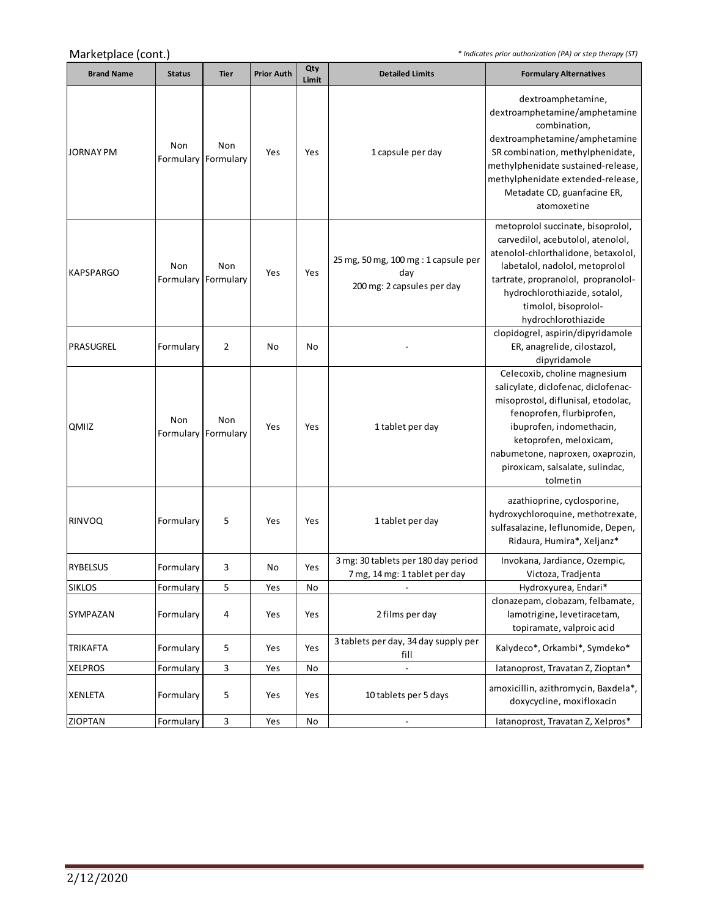Marketplace (cont.)

*\* Indicates prior authorization (PA) or step therapy (ST)*

| Brand Name | Status | Tier | Prior Auth | Qty Limit | Detailed Limits | Formulary Alternatives |
|---|---|---|---|---|---|---|
| JORNAY PM | Non Formulary | Non Formulary | Yes | Yes | 1 capsule per day | dextroamphetamine, dextroamphetamine/amphetamine combination, dextroamphetamine/amphetamine SR combination, methylphenidate, methylphenidate sustained-release, methylphenidate extended-release, Metadate CD, guanfacine ER, atomoxetine |
| KAPSPARGO | Non Formulary | Non Formulary | Yes | Yes | 25 mg, 50 mg, 100 mg : 1 capsule per day<br>200 mg: 2 capsules per day | metoprolol succinate, bisoprolol, carvedilol, acebutolol, atenolol, atenolol-chlorthalidone, betaxolol, labetalol, nadolol, metoprolol tartrate, propranolol, propranolol-hydrochlorothiazide, sotalol, timolol, bisoprolol-hydrochlorothiazide |
| PRASUGREL | Formulary | 2 | No | No | - | clopidogrel, aspirin/dipyridamole ER, anagrelide, cilostazol, dipyridamole |
| QMIIZ | Non Formulary | Non Formulary | Yes | Yes | 1 tablet per day | Celecoxib, choline magnesium salicylate, diclofenac, diclofenac-misoprostol, diflunisal, etodolac, fenoprofen, flurbiprofen, ibuprofen, indomethacin, ketoprofen, meloxicam, nabumetone, naproxen, oxaprozin, piroxicam, salsalate, sulindac, tolmetin |
| RINVOQ | Formulary | 5 | Yes | Yes | 1 tablet per day | azathioprine, cyclosporine, hydroxychloroquine, methotrexate, sulfasalazine, leflunomide, Depen, Ridaura, Humira*, Xeljanz* |
| RYBELSUS | Formulary | 3 | No | Yes | 3 mg: 30 tablets per 180 day period<br>7 mg, 14 mg: 1 tablet per day | Invokana, Jardiance, Ozempic, Victoza, Tradjenta |
| SIKLOS | Formulary | 5 | Yes | No | - | Hydroxyurea, Endari* |
| SYMPAZAN | Formulary | 4 | Yes | Yes | 2 films per day | clonazepam, clobazam, felbamate, lamotrigine, levetiracetam, topiramate, valproic acid |
| TRIKAFTA | Formulary | 5 | Yes | Yes | 3 tablets per day, 34 day supply per fill | Kalydeco*, Orkambi*, Symdeko* |
| XELPROS | Formulary | 3 | Yes | No | - | latanoprost, Travatan Z, Zioptan* |
| XENLETA | Formulary | 5 | Yes | Yes | 10 tablets per 5 days | amoxicillin, azithromycin, Baxdela*, doxycycline, moxifloxacin |
| ZIOPTAN | Formulary | 3 | Yes | No | - | latanoprost, Travatan Z, Xelpros* |

2/12/2020